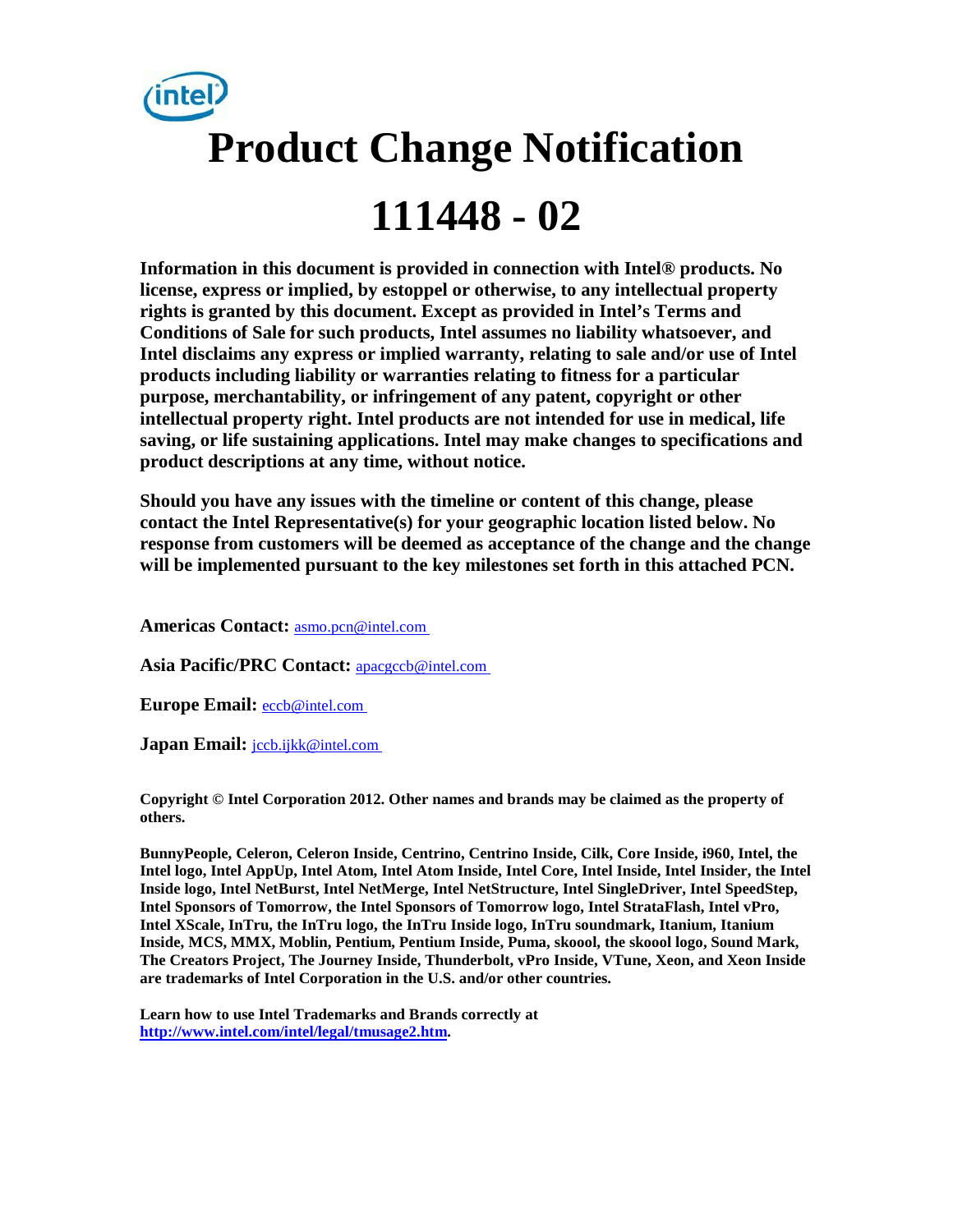# Product Change Notification

# 111448 - 02

**Information in this document is provided in connection with Intel® products. No license, express or implied, by estoppel or otherwise, to any intellectual property rights is granted by this document. Except as provided in Intel's Terms and Conditions of Sale for such products, Intel assumes no liability whatsoever, and Intel disclaims any express or implied warranty, relating to sale and/or use of Intel products including liability or warranties relating to fitness for a particular purpose, merchantability, or infringement of any patent, copyright or other intellectual property right. Intel products are not intended for use in medical, life saving, or life sustaining applications. Intel may make changes to specifications and product descriptions at any time, without notice.**

**Should you have any issues with the timeline or content of this change, please contact the Intel Representative(s) for your geographic location listed below. No response from customers will be deemed as acceptance of the change and the change will be implemented pursuant to the key milestones set forth in this attached PCN.**

**Americas Contact:** asmo.pcn@intel.com

**Asia Pacific/PRC Contact:** apacgccb@intel.com

**Europe Email:** eccb@intel.com

**Japan Email:** jccb.ijkk@intel.com

**Copyright © Intel Corporation 2012. Other names and brands may be claimed as the property of others.**

**BunnyPeople, Celeron, Celeron Inside, Centrino, Centrino Inside, Cilk, Core Inside, i960, Intel, the Intel logo, Intel AppUp, Intel Atom, Intel Atom Inside, Intel Core, Intel Inside, Intel Insider, the Intel Inside logo, Intel NetBurst, Intel NetMerge, Intel NetStructure, Intel SingleDriver, Intel SpeedStep, Intel Sponsors of Tomorrow, the Intel Sponsors of Tomorrow logo, Intel StrataFlash, Intel vPro, Intel XScale, InTru, the InTru logo, the InTru Inside logo, InTru soundmark, Itanium, Itanium Inside, MCS, MMX, Moblin, Pentium, Pentium Inside, Puma, skoool, the skoool logo, Sound Mark, The Creators Project, The Journey Inside, Thunderbolt, vPro Inside, VTune, Xeon, and Xeon Inside are trademarks of Intel Corporation in the U.S. and/or other countries.**

**Learn how to use Intel Trademarks and Brands correctly at http://www.intel.com/intel/legal/tmusage2.htm.**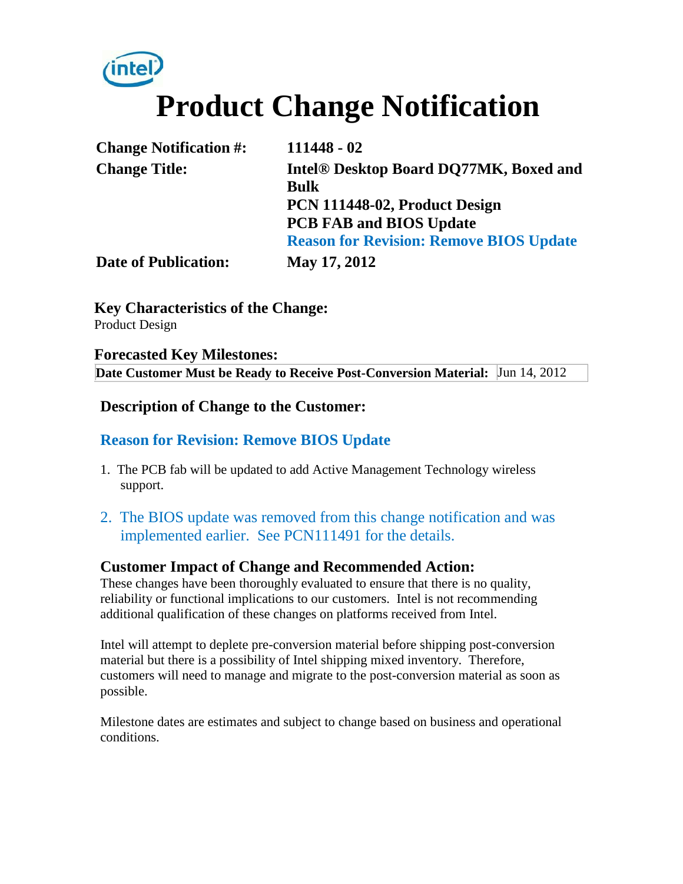# Product Change Notification

| | |
|---|---|
| **Change Notification #:** | **111448 - 02** |
| **Change Title:** | **Intel® Desktop Board DQ77MK, Boxed and Bulk**<br>**PCN 111448-02, Product Design**<br>**PCB FAB and BIOS Update**<br>**Reason for Revision: Remove BIOS Update** |
| **Date of Publication:** | **May 17, 2012** |

## Key Characteristics of the Change:

Product Design

## Forecasted Key Milestones:

| | |
|---|---|
| **Date Customer Must be Ready to Receive Post-Conversion Material:** | Jun 14, 2012 |

## Description of Change to the Customer:

### Reason for Revision: Remove BIOS Update

1. The PCB fab will be updated to add Active Management Technology wireless support.
2. The BIOS update was removed from this change notification and was implemented earlier. See PCN111491 for the details.

## Customer Impact of Change and Recommended Action:

These changes have been thoroughly evaluated to ensure that there is no quality, reliability or functional implications to our customers. Intel is not recommending additional qualification of these changes on platforms received from Intel.

Intel will attempt to deplete pre-conversion material before shipping post-conversion material but there is a possibility of Intel shipping mixed inventory. Therefore, customers will need to manage and migrate to the post-conversion material as soon as possible.

Milestone dates are estimates and subject to change based on business and operational conditions.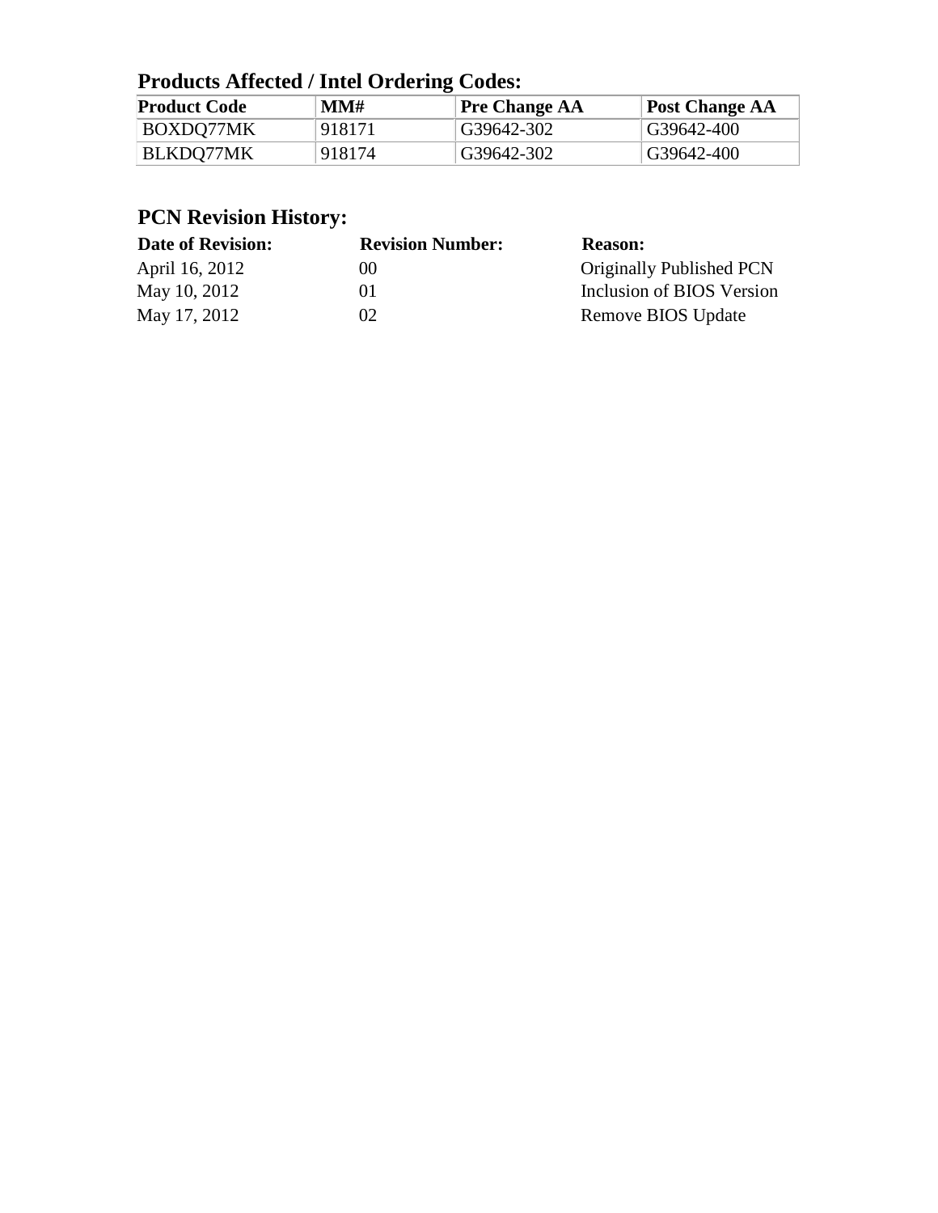## Products Affected / Intel Ordering Codes:

| Product Code | MM# | Pre Change AA | Post Change AA |
| --- | --- | --- | --- |
| BOXDQ77MK | 918171 | G39642-302 | G39642-400 |
| BLKDQ77MK | 918174 | G39642-302 | G39642-400 |

## PCN Revision History:

| Date of Revision: | Revision Number: | Reason: |
| --- | --- | --- |
| April 16, 2012 | 00 | Originally Published PCN |
| May 10, 2012 | 01 | Inclusion of BIOS Version |
| May 17, 2012 | 02 | Remove BIOS Update |